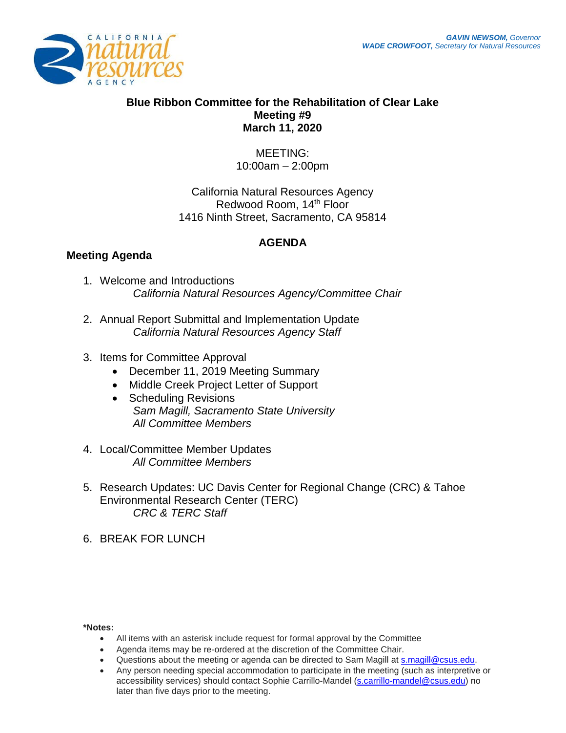**GAVIN NEWSOM,** *Governor*
**WADE CROWFOOT,** *Secretary for Natural Resources*

# Blue Ribbon Committee for the Rehabilitation of Clear Lake
## Meeting #9
## March 11, 2020

MEETING:
10:00am – 2:00pm

California Natural Resources Agency
Redwood Room, 14th Floor
1416 Ninth Street, Sacramento, CA 95814

## AGENDA

### Meeting Agenda

1. Welcome and Introductions
   *California Natural Resources Agency/Committee Chair*

2. Annual Report Submittal and Implementation Update
   *California Natural Resources Agency Staff*

3. Items for Committee Approval
   - December 11, 2019 Meeting Summary
   - Middle Creek Project Letter of Support
   - Scheduling Revisions

   *Sam Magill, Sacramento State University*
   *All Committee Members*

4. Local/Committee Member Updates
   *All Committee Members*

5. Research Updates: UC Davis Center for Regional Change (CRC) & Tahoe Environmental Research Center (TERC)
   *CRC & TERC Staff*

6. BREAK FOR LUNCH

**\*Notes:**

- All items with an asterisk include request for formal approval by the Committee
- Agenda items may be re-ordered at the discretion of the Committee Chair.
- Questions about the meeting or agenda can be directed to Sam Magill at s.magill@csus.edu.
- Any person needing special accommodation to participate in the meeting (such as interpretive or accessibility services) should contact Sophie Carrillo-Mandel (s.carrillo-mandel@csus.edu) no later than five days prior to the meeting.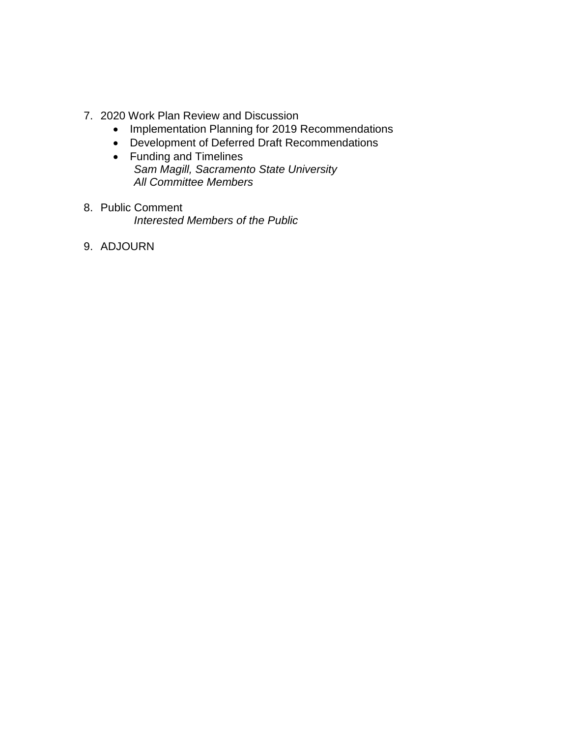7. 2020 Work Plan Review and Discussion
    - Implementation Planning for 2019 Recommendations
    - Development of Deferred Draft Recommendations
    - Funding and Timelines

      *Sam Magill, Sacramento State University*
      *All Committee Members*

8. Public Comment

   *Interested Members of the Public*

9. ADJOURN